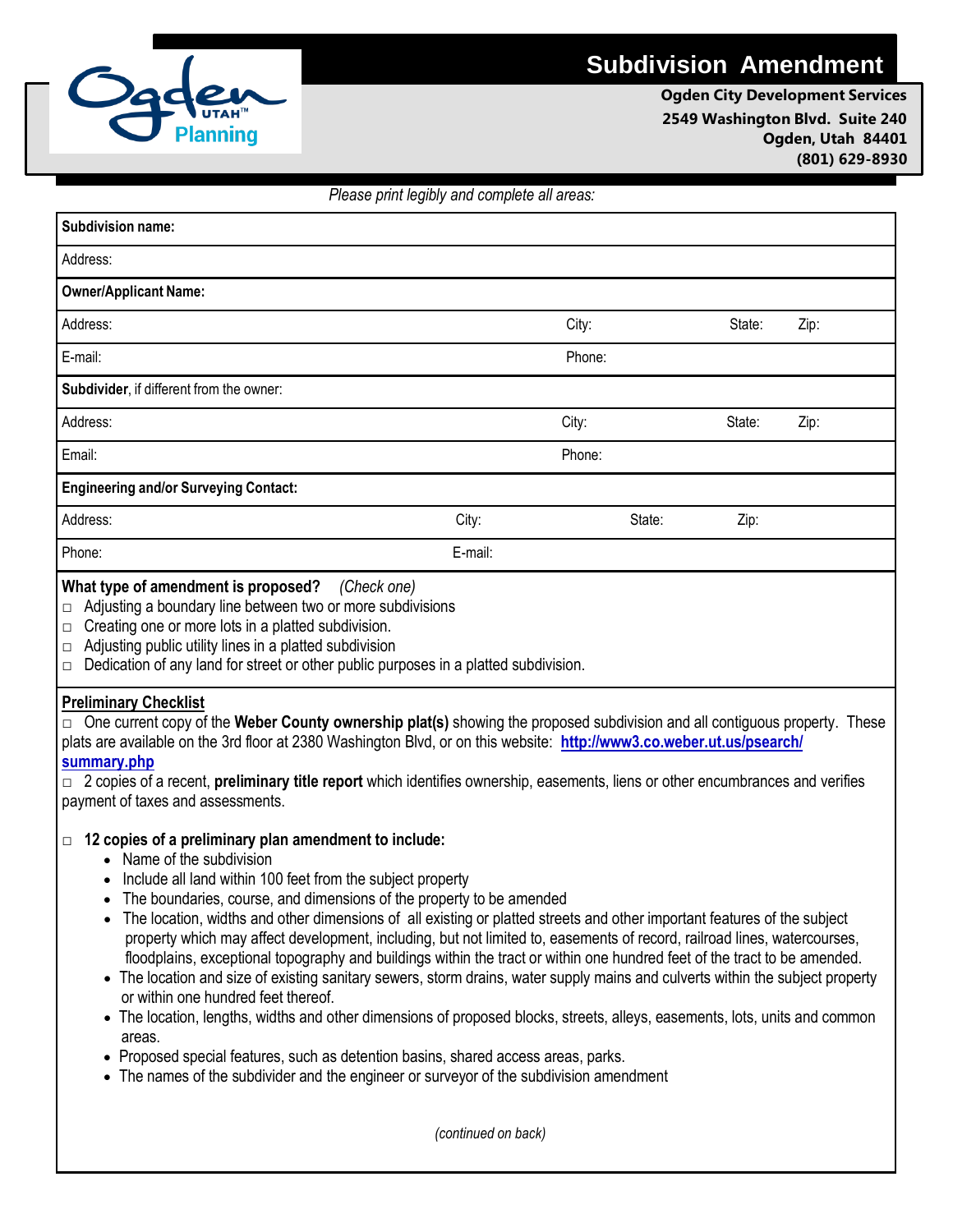# Subdivision Amendment

**Ogden City Development Services**
**2549 Washington Blvd. Suite 240**
**Ogden, Utah 84401**
**(801) 629-8930**

*Please print legibly and complete all areas:*

| **Subdivision name:** | | | |
|---|---|---|---|
| Address: | | | |
| **Owner/Applicant Name:** | | | |
| Address: | City: | State: | Zip: |
| E-mail: | Phone: | | |
| **Subdivider**, if different from the owner: | | | |
| Address: | City: | State: | Zip: |
| Email: | Phone: | | |
| **Engineering and/or Surveying Contact:** | | | |
| Address: | City: | State: | Zip: |
| Phone: | E-mail: | | |

**What type of amendment is proposed?** *(Check one)*

- □ Adjusting a boundary line between two or more subdivisions
- □ Creating one or more lots in a platted subdivision.
- □ Adjusting public utility lines in a platted subdivision
- □ Dedication of any land for street or other public purposes in a platted subdivision.

**Preliminary Checklist**

□ One current copy of the **Weber County ownership plat(s)** showing the proposed subdivision and all contiguous property. These plats are available on the 3rd floor at 2380 Washington Blvd, or on this website: **http://www3.co.weber.ut.us/psearch/summary.php**

□ 2 copies of a recent, **preliminary title report** which identifies ownership, easements, liens or other encumbrances and verifies payment of taxes and assessments.

□ **12 copies of a preliminary plan amendment to include:**

- Name of the subdivision
- Include all land within 100 feet from the subject property
- The boundaries, course, and dimensions of the property to be amended
- The location, widths and other dimensions of all existing or platted streets and other important features of the subject property which may affect development, including, but not limited to, easements of record, railroad lines, watercourses, floodplains, exceptional topography and buildings within the tract or within one hundred feet of the tract to be amended.
- The location and size of existing sanitary sewers, storm drains, water supply mains and culverts within the subject property or within one hundred feet thereof.
- The location, lengths, widths and other dimensions of proposed blocks, streets, alleys, easements, lots, units and common areas.
- Proposed special features, such as detention basins, shared access areas, parks.
- The names of the subdivider and the engineer or surveyor of the subdivision amendment

*(continued on back)*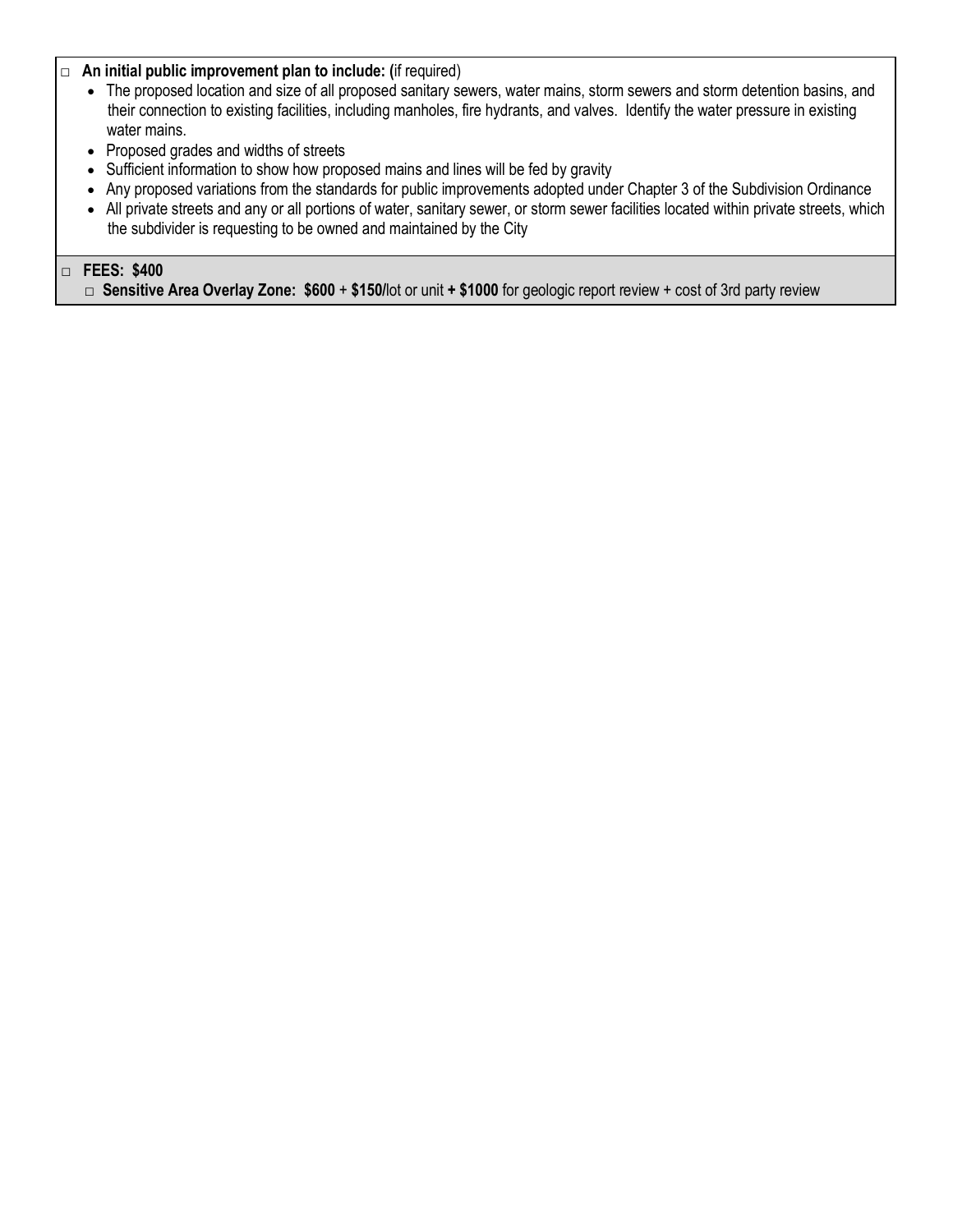□ **An initial public improvement plan to include: (**if required)

- The proposed location and size of all proposed sanitary sewers, water mains, storm sewers and storm detention basins, and their connection to existing facilities, including manholes, fire hydrants, and valves. Identify the water pressure in existing water mains.
- Proposed grades and widths of streets
- Sufficient information to show how proposed mains and lines will be fed by gravity
- Any proposed variations from the standards for public improvements adopted under Chapter 3 of the Subdivision Ordinance
- All private streets and any or all portions of water, sanitary sewer, or storm sewer facilities located within private streets, which the subdivider is requesting to be owned and maintained by the City

□ **FEES: $400**

□ **Sensitive Area Overlay Zone: $600** + **$150/**lot or unit **+ $1000** for geologic report review + cost of 3rd party review